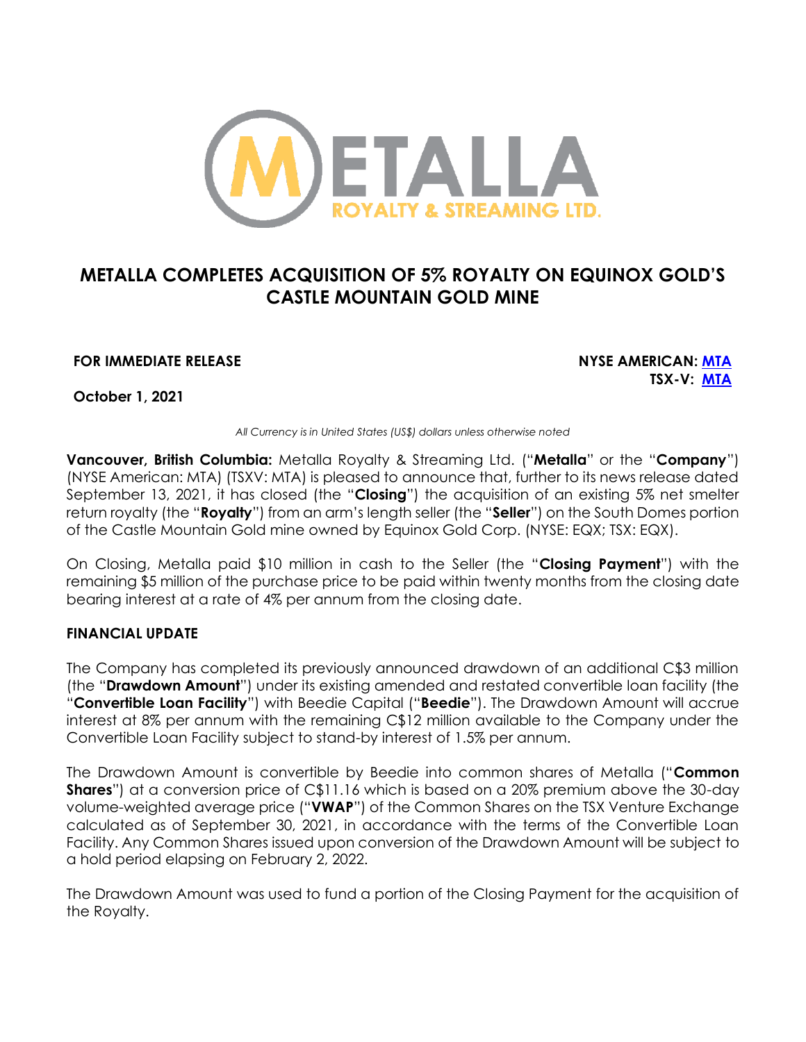# METALLA COMPLETES ACQUISITION OF 5% ROYALTY ON EQUINOX GOLD'S CASTLE MOUNTAIN GOLD MINE

**FOR IMMEDIATE RELEASE**

**NYSE AMERICAN: MTA**
**TSX-V: MTA**

**October 1, 2021**

*All Currency is in United States (US$) dollars unless otherwise noted*

**Vancouver, British Columbia:** Metalla Royalty & Streaming Ltd. ("**Metalla**" or the "**Company**") (NYSE American: MTA) (TSXV: MTA) is pleased to announce that, further to its news release dated September 13, 2021, it has closed (the "**Closing**") the acquisition of an existing 5% net smelter return royalty (the "**Royalty**") from an arm's length seller (the "**Seller**") on the South Domes portion of the Castle Mountain Gold mine owned by Equinox Gold Corp. (NYSE: EQX; TSX: EQX).

On Closing, Metalla paid $10 million in cash to the Seller (the "**Closing Payment**") with the remaining $5 million of the purchase price to be paid within twenty months from the closing date bearing interest at a rate of 4% per annum from the closing date.

## FINANCIAL UPDATE

The Company has completed its previously announced drawdown of an additional C$3 million (the "**Drawdown Amount**") under its existing amended and restated convertible loan facility (the "**Convertible Loan Facility**") with Beedie Capital ("**Beedie**"). The Drawdown Amount will accrue interest at 8% per annum with the remaining C$12 million available to the Company under the Convertible Loan Facility subject to stand-by interest of 1.5% per annum.

The Drawdown Amount is convertible by Beedie into common shares of Metalla ("**Common Shares**") at a conversion price of C$11.16 which is based on a 20% premium above the 30-day volume-weighted average price ("**VWAP**") of the Common Shares on the TSX Venture Exchange calculated as of September 30, 2021, in accordance with the terms of the Convertible Loan Facility. Any Common Shares issued upon conversion of the Drawdown Amount will be subject to a hold period elapsing on February 2, 2022.

The Drawdown Amount was used to fund a portion of the Closing Payment for the acquisition of the Royalty.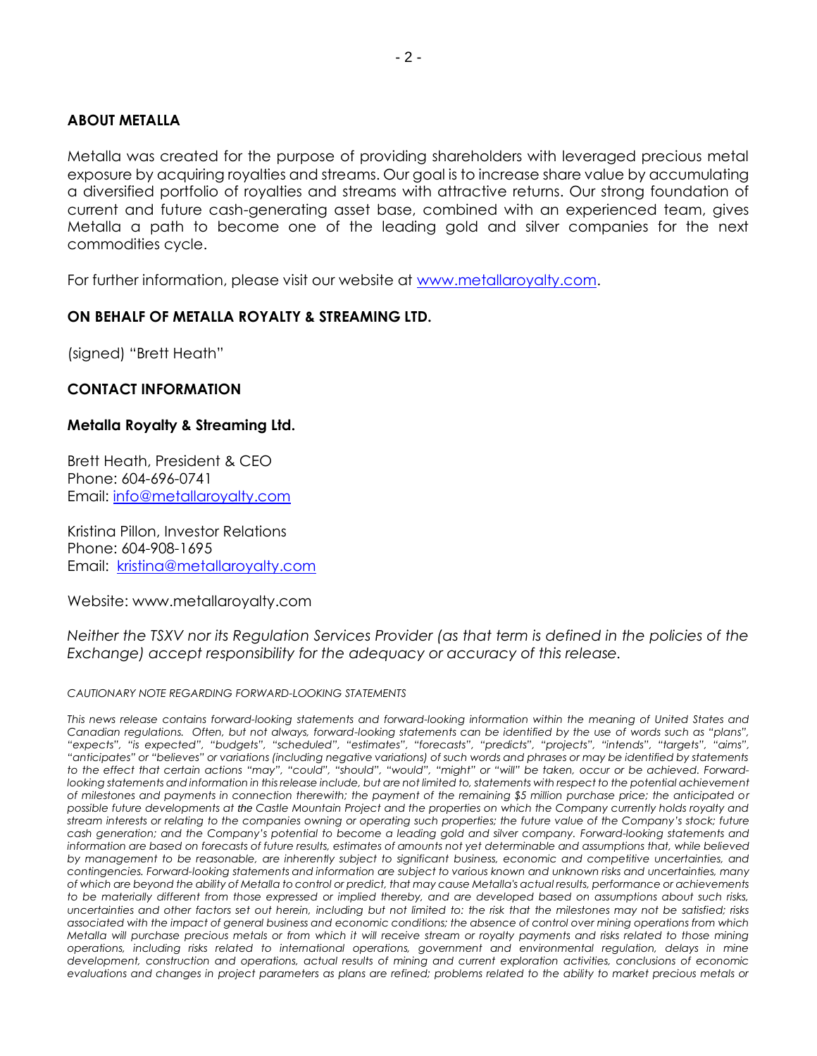## ABOUT METALLA

Metalla was created for the purpose of providing shareholders with leveraged precious metal exposure by acquiring royalties and streams. Our goal is to increase share value by accumulating a diversified portfolio of royalties and streams with attractive returns. Our strong foundation of current and future cash-generating asset base, combined with an experienced team, gives Metalla a path to become one of the leading gold and silver companies for the next commodities cycle.

For further information, please visit our website at [www.metallaroyalty.com](http://www.metallaroyalty.com).

## ON BEHALF OF METALLA ROYALTY & STREAMING LTD.

(signed) "Brett Heath"

## CONTACT INFORMATION

### Metalla Royalty & Streaming Ltd.

Brett Heath, President & CEO
Phone: 604-696-0741
Email: [info@metallaroyalty.com](mailto:info@metallaroyalty.com)

Kristina Pillon, Investor Relations
Phone: 604-908-1695
Email: [kristina@metallaroyalty.com](mailto:kristina@metallaroyalty.com)

Website: www.metallaroyalty.com

*Neither the TSXV nor its Regulation Services Provider (as that term is defined in the policies of the Exchange) accept responsibility for the adequacy or accuracy of this release.*

*CAUTIONARY NOTE REGARDING FORWARD-LOOKING STATEMENTS*

*This news release contains forward-looking statements and forward-looking information within the meaning of United States and Canadian regulations. Often, but not always, forward-looking statements can be identified by the use of words such as "plans", "expects", "is expected", "budgets", "scheduled", "estimates", "forecasts", "predicts", "projects", "intends", "targets", "aims", "anticipates" or "believes" or variations (including negative variations) of such words and phrases or may be identified by statements to the effect that certain actions "may", "could", "should", "would", "might" or "will" be taken, occur or be achieved. Forward-looking statements and information in this release include, but are not limited to, statements with respect to the potential achievement of milestones and payments in connection therewith; the payment of the remaining $5 million purchase price; the anticipated or possible future developments at the Castle Mountain Project and the properties on which the Company currently holds royalty and stream interests or relating to the companies owning or operating such properties; the future value of the Company's stock; future cash generation; and the Company's potential to become a leading gold and silver company. Forward-looking statements and information are based on forecasts of future results, estimates of amounts not yet determinable and assumptions that, while believed by management to be reasonable, are inherently subject to significant business, economic and competitive uncertainties, and contingencies. Forward-looking statements and information are subject to various known and unknown risks and uncertainties, many of which are beyond the ability of Metalla to control or predict, that may cause Metalla's actual results, performance or achievements to be materially different from those expressed or implied thereby, and are developed based on assumptions about such risks, uncertainties and other factors set out herein, including but not limited to: the risk that the milestones may not be satisfied; risks associated with the impact of general business and economic conditions; the absence of control over mining operations from which Metalla will purchase precious metals or from which it will receive stream or royalty payments and risks related to those mining operations, including risks related to international operations, government and environmental regulation, delays in mine development, construction and operations, actual results of mining and current exploration activities, conclusions of economic evaluations and changes in project parameters as plans are refined; problems related to the ability to market precious metals or*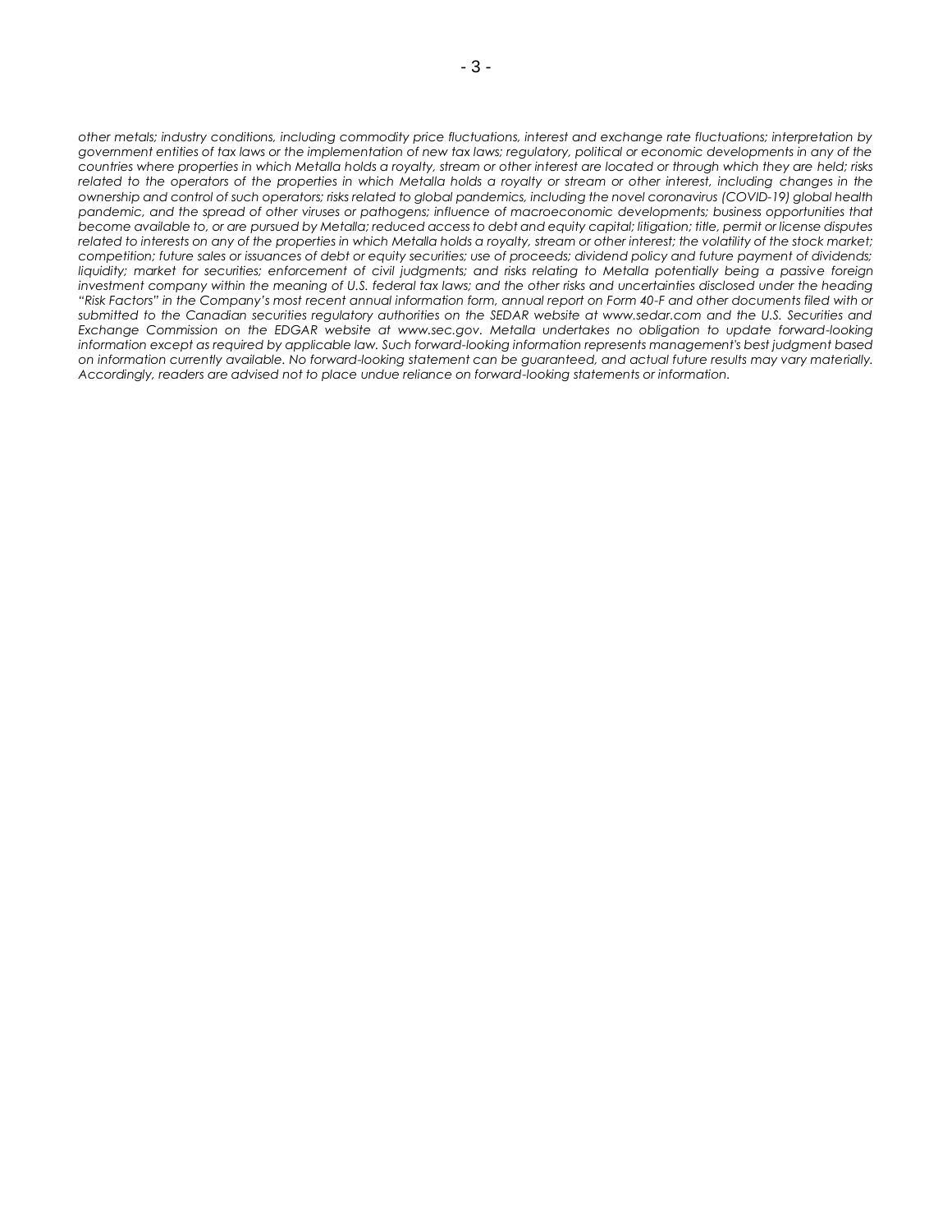*other metals; industry conditions, including commodity price fluctuations, interest and exchange rate fluctuations; interpretation by government entities of tax laws or the implementation of new tax laws; regulatory, political or economic developments in any of the countries where properties in which Metalla holds a royalty, stream or other interest are located or through which they are held; risks related to the operators of the properties in which Metalla holds a royalty or stream or other interest, including changes in the ownership and control of such operators; risks related to global pandemics, including the novel coronavirus (COVID-19) global health pandemic, and the spread of other viruses or pathogens; influence of macroeconomic developments; business opportunities that become available to, or are pursued by Metalla; reduced access to debt and equity capital; litigation; title, permit or license disputes related to interests on any of the properties in which Metalla holds a royalty, stream or other interest; the volatility of the stock market; competition; future sales or issuances of debt or equity securities; use of proceeds; dividend policy and future payment of dividends; liquidity; market for securities; enforcement of civil judgments; and risks relating to Metalla potentially being a passive foreign investment company within the meaning of U.S. federal tax laws; and the other risks and uncertainties disclosed under the heading "Risk Factors" in the Company's most recent annual information form, annual report on Form 40-F and other documents filed with or submitted to the Canadian securities regulatory authorities on the SEDAR website at www.sedar.com and the U.S. Securities and Exchange Commission on the EDGAR website at www.sec.gov. Metalla undertakes no obligation to update forward-looking information except as required by applicable law. Such forward-looking information represents management's best judgment based on information currently available. No forward-looking statement can be guaranteed, and actual future results may vary materially. Accordingly, readers are advised not to place undue reliance on forward-looking statements or information.*